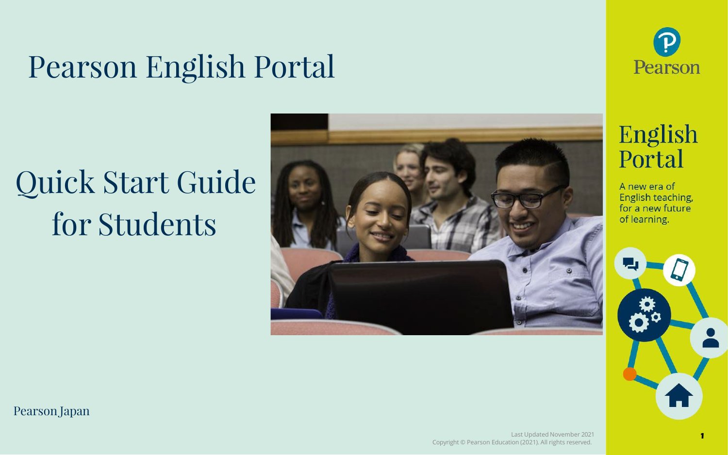# Pearson English Portal

## Quick Start Guide for Students

Pearson Japan

Pearson

English Portal

A new era of English teaching, for a new future of learning.

Last Updated November 2021
Copyright © Pearson Education (2021). All rights reserved.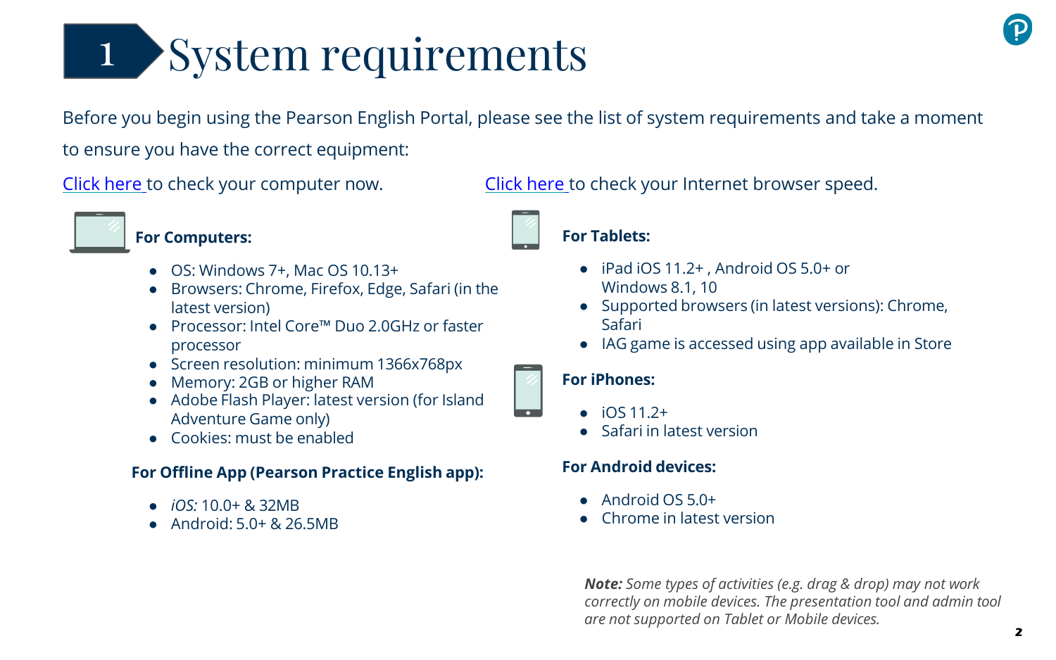# 1 System requirements

Before you begin using the Pearson English Portal, please see the list of system requirements and take a moment to ensure you have the correct equipment:

Click here to check your computer now.

Click here to check your Internet browser speed.

**For Computers:**

- OS: Windows 7+, Mac OS 10.13+
- Browsers: Chrome, Firefox, Edge, Safari (in the latest version)
- Processor: Intel Core™ Duo 2.0GHz or faster processor
- Screen resolution: minimum 1366x768px
- Memory: 2GB or higher RAM
- Adobe Flash Player: latest version (for Island Adventure Game only)
- Cookies: must be enabled

**For Offline App (Pearson Practice English app):**

- *iOS:* 10.0+ & 32MB
- Android: 5.0+ & 26.5MB

**For Tablets:**

- iPad iOS 11.2+ , Android OS 5.0+ or Windows 8.1, 10
- Supported browsers (in latest versions): Chrome, Safari
- IAG game is accessed using app available in Store

**For iPhones:**

- iOS 11.2+
- Safari in latest version

**For Android devices:**

- Android OS 5.0+
- Chrome in latest version

***Note:*** *Some types of activities (e.g. drag & drop) may not work correctly on mobile devices. The presentation tool and admin tool are not supported on Tablet or Mobile devices.*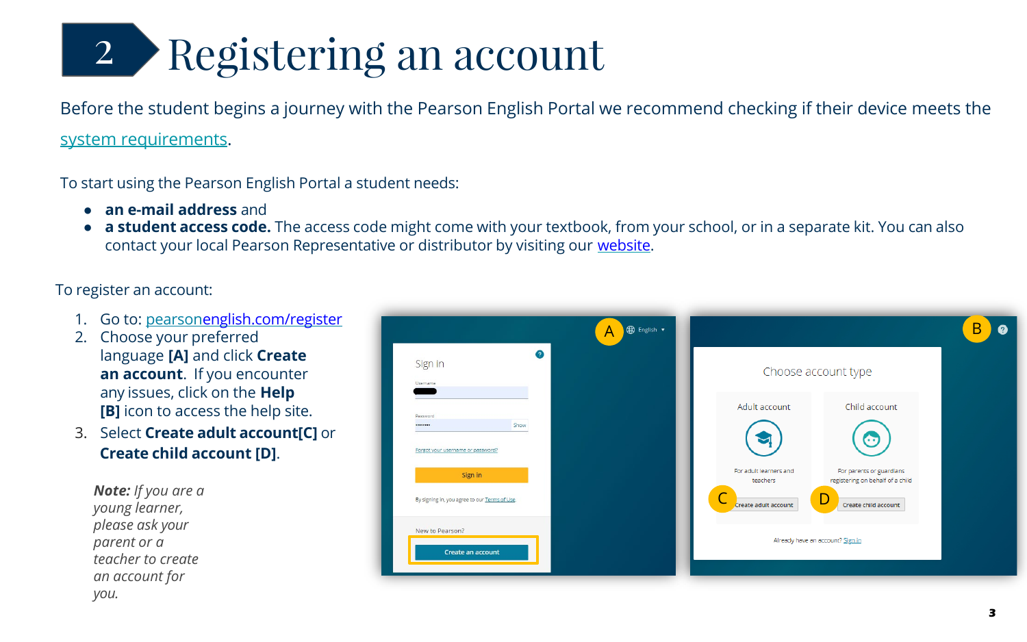# 2 Registering an account

Before the student begins a journey with the Pearson English Portal we recommend checking if their device meets the system requirements.

To start using the Pearson English Portal a student needs:

- **an e-mail address** and
- **a student access code.** The access code might come with your textbook, from your school, or in a separate kit. You can also contact your local Pearson Representative or distributor by visiting our website.

To register an account:

1. Go to: pearsonenglish.com/register
2. Choose your preferred language **[A]** and click **Create an account**. If you encounter any issues, click on the **Help [B]** icon to access the help site.
3. Select **Create adult account[C]** or **Create child account [D]**.

***Note:*** *If you are a young learner, please ask your parent or a teacher to create an account for you.*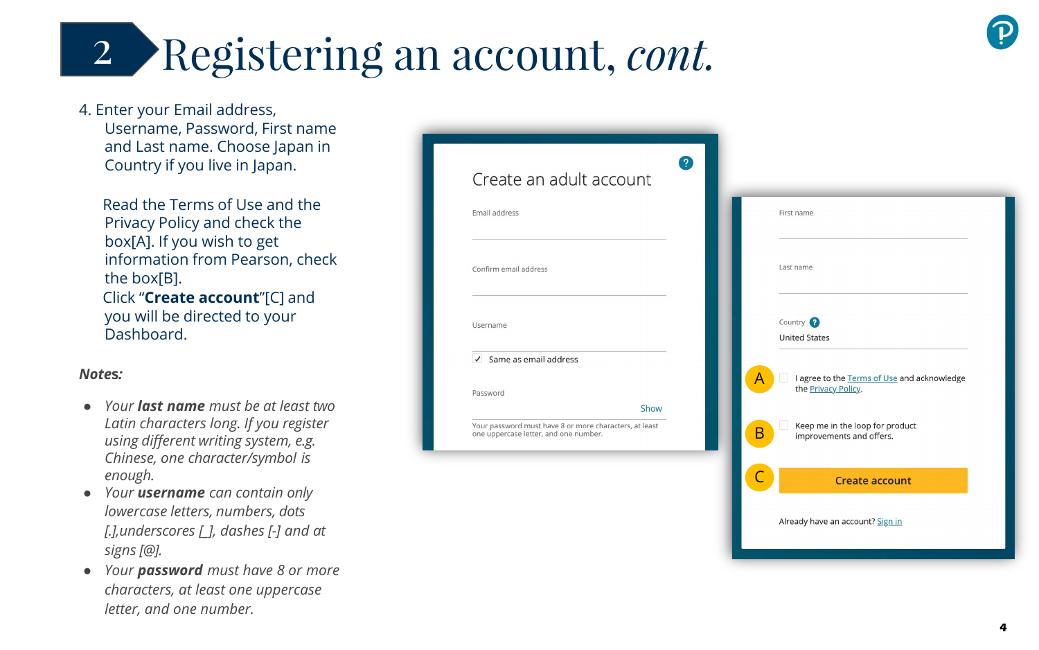# 2 Registering an account, *cont.*

4. Enter your Email address, Username, Password, First name and Last name. Choose Japan in Country if you live in Japan.

   Read the Terms of Use and the Privacy Policy and check the box[A]. If you wish to get information from Pearson, check the box[B].
   Click "**Create account**"[C] and you will be directed to your Dashboard.

***Notes:***

- *Your **last name** must be at least two Latin characters long. If you register using different writing system, e.g. Chinese, one character/symbol is enough.*
- *Your **username** can contain only lowercase letters, numbers, dots [.],underscores [_], dashes [-] and at signs [@].*
- *Your **password** must have 8 or more characters, at least one uppercase letter, and one number.*

Create an adult account

Email address

Confirm email address

Username

✓ Same as email address

Password

Show

Your password must have 8 or more characters, at least one uppercase letter, and one number.

First name

Last name

Country

United States

A I agree to the Terms of Use and acknowledge the Privacy Policy.

B Keep me in the loop for product improvements and offers.

C Create account

Already have an account? Sign in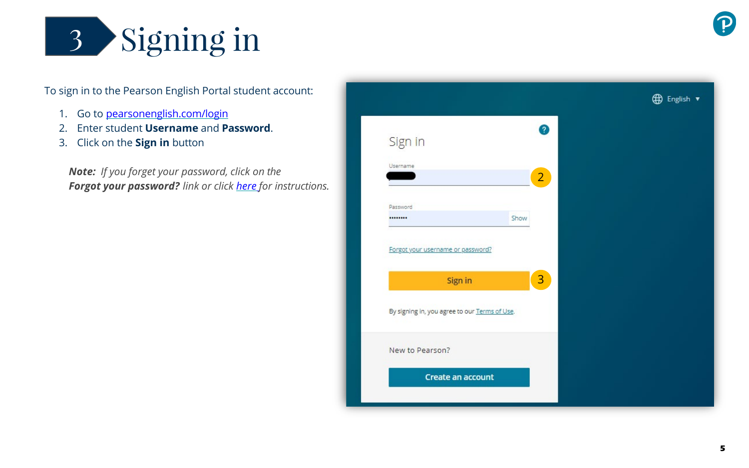# 3 Signing in

To sign in to the Pearson English Portal student account:

1. Go to pearsonenglish.com/login
2. Enter student **Username** and **Password**.
3. Click on the **Sign in** button

> ***Note:*** *If you forget your password, click on the* ***Forgot your password?*** *link or click here for instructions.*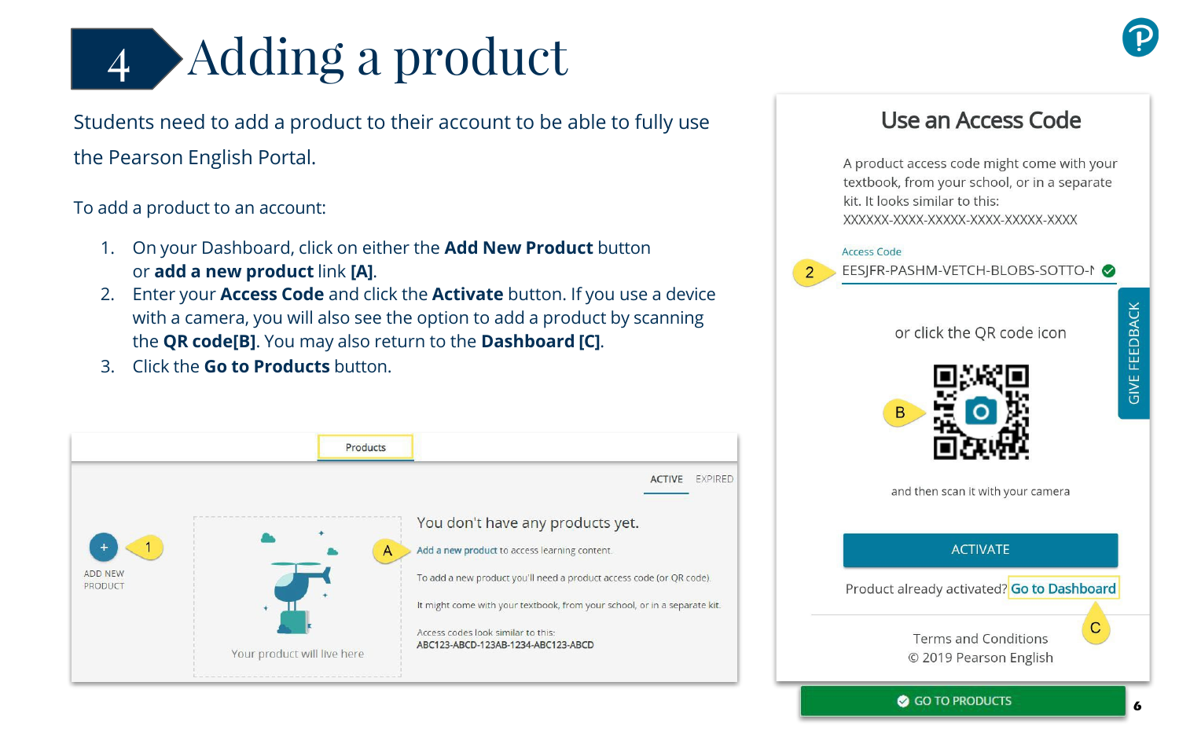# 4 Adding a product

Students need to add a product to their account to be able to fully use the Pearson English Portal.

To add a product to an account:

1. On your Dashboard, click on either the **Add New Product** button or **add a new product** link **[A]**.
2. Enter your **Access Code** and click the **Activate** button. If you use a device with a camera, you will also see the option to add a product by scanning the **QR code[B]**. You may also return to the **Dashboard [C]**.
3. Click the **Go to Products** button.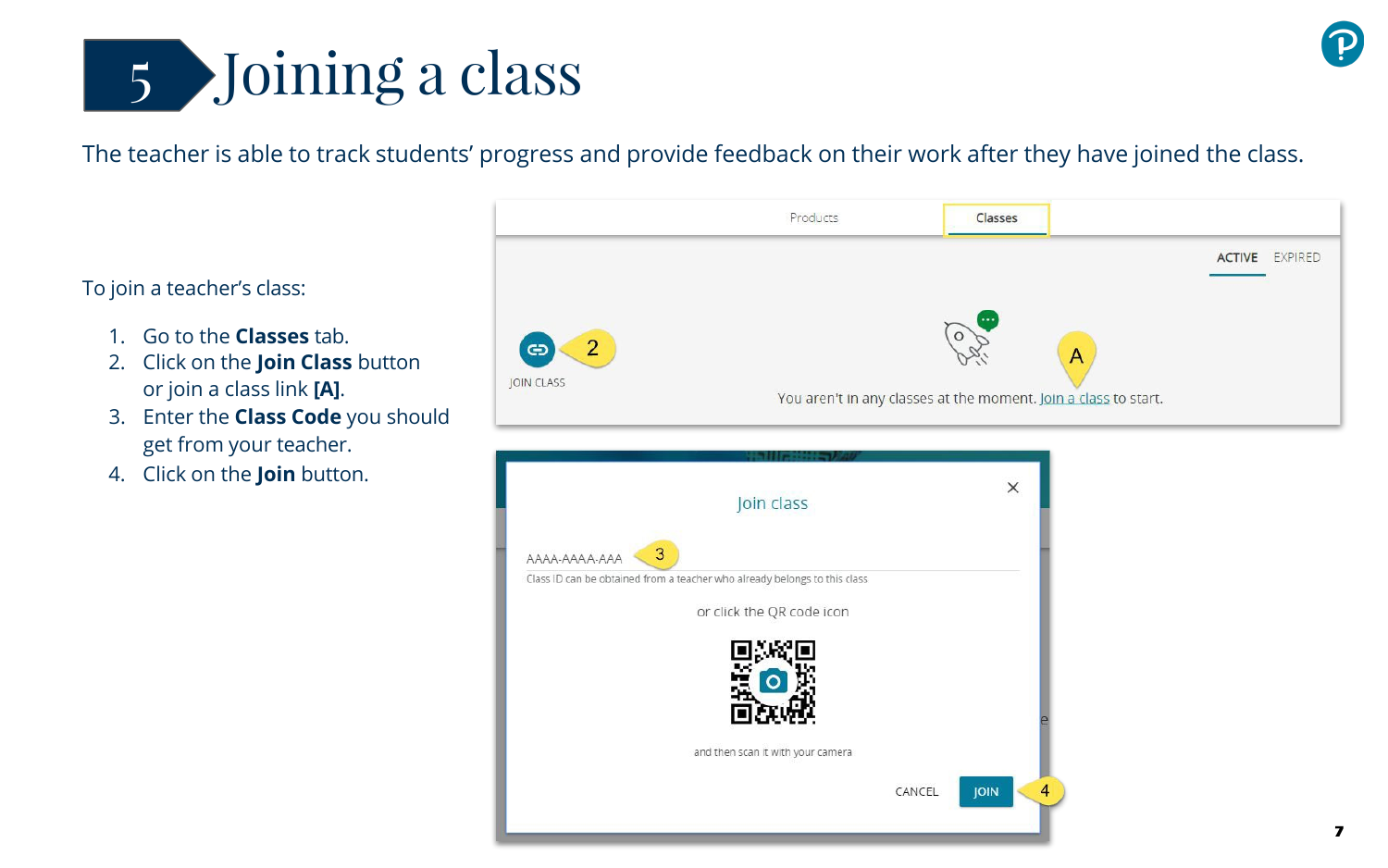# 5 Joining a class

The teacher is able to track students' progress and provide feedback on their work after they have joined the class.

To join a teacher's class:

1. Go to the **Classes** tab.
2. Click on the **Join Class** button or join a class link **[A]**.
3. Enter the **Class Code** you should get from your teacher.
4. Click on the **Join** button.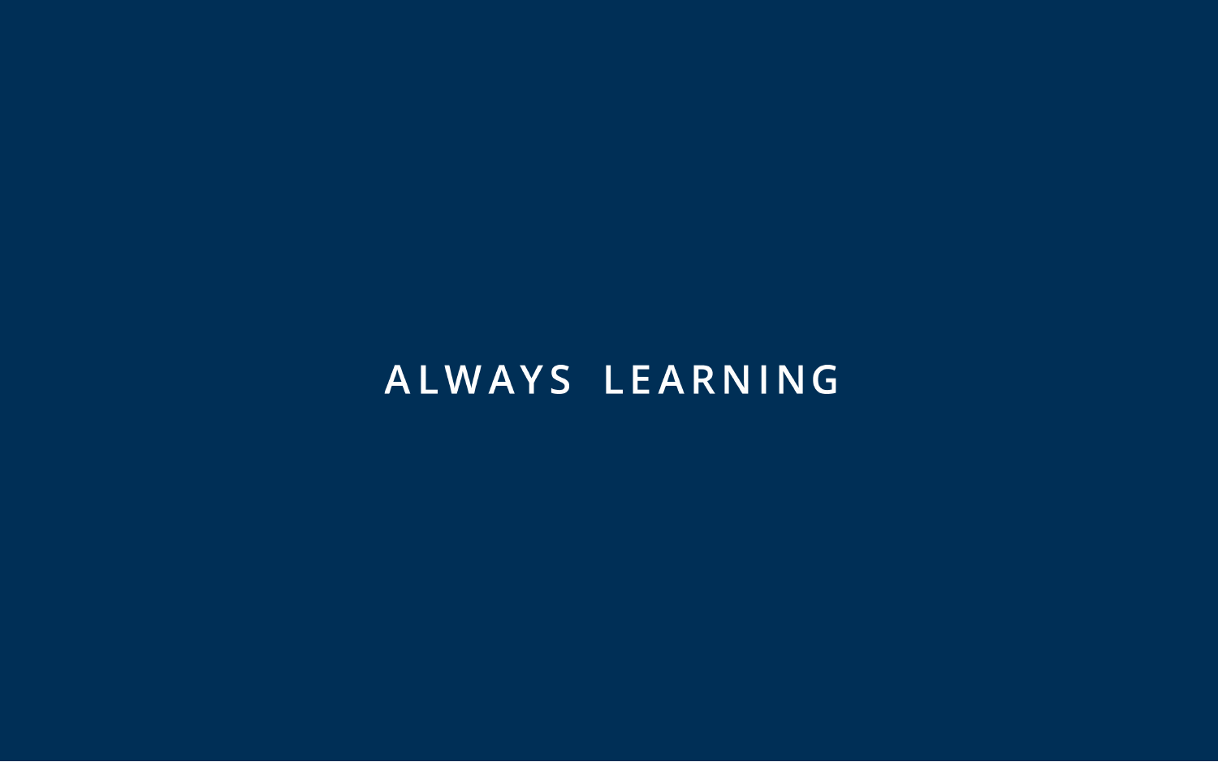ALWAYS LEARNING